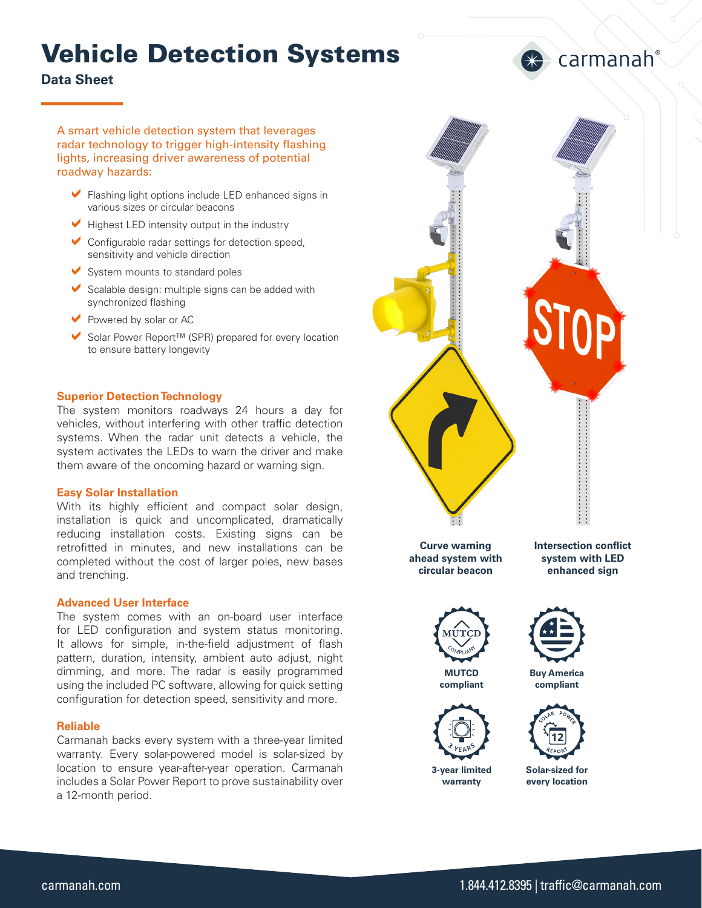# Vehicle Detection Systems

**Data Sheet**

A smart vehicle detection system that leverages radar technology to trigger high-intensity flashing lights, increasing driver awareness of potential roadway hazards:

- Flashing light options include LED enhanced signs in various sizes or circular beacons
- Highest LED intensity output in the industry
- Configurable radar settings for detection speed, sensitivity and vehicle direction
- System mounts to standard poles
- Scalable design: multiple signs can be added with synchronized flashing
- Powered by solar or AC
- Solar Power Report™ (SPR) prepared for every location to ensure battery longevity

### Superior Detection Technology

The system monitors roadways 24 hours a day for vehicles, without interfering with other traffic detection systems. When the radar unit detects a vehicle, the system activates the LEDs to warn the driver and make them aware of the oncoming hazard or warning sign.

### Easy Solar Installation

With its highly efficient and compact solar design, installation is quick and uncomplicated, dramatically reducing installation costs. Existing signs can be retrofitted in minutes, and new installations can be completed without the cost of larger poles, new bases and trenching.

### Advanced User Interface

The system comes with an on-board user interface for LED configuration and system status monitoring. It allows for simple, in-the-field adjustment of flash pattern, duration, intensity, ambient auto adjust, night dimming, and more. The radar is easily programmed using the included PC software, allowing for quick setting configuration for detection speed, sensitivity and more.

### Reliable

Carmanah backs every system with a three-year limited warranty. Every solar-powered model is solar-sized by location to ensure year-after-year operation. Carmanah includes a Solar Power Report to prove sustainability over a 12-month period.

**Curve warning ahead system with circular beacon**

**Intersection conflict system with LED enhanced sign**

**MUTCD compliant**

**Buy America compliant**

**3-year limited warranty**

**Solar-sized for every location**

carmanah.com

1.844.412.8395 | traffic@carmanah.com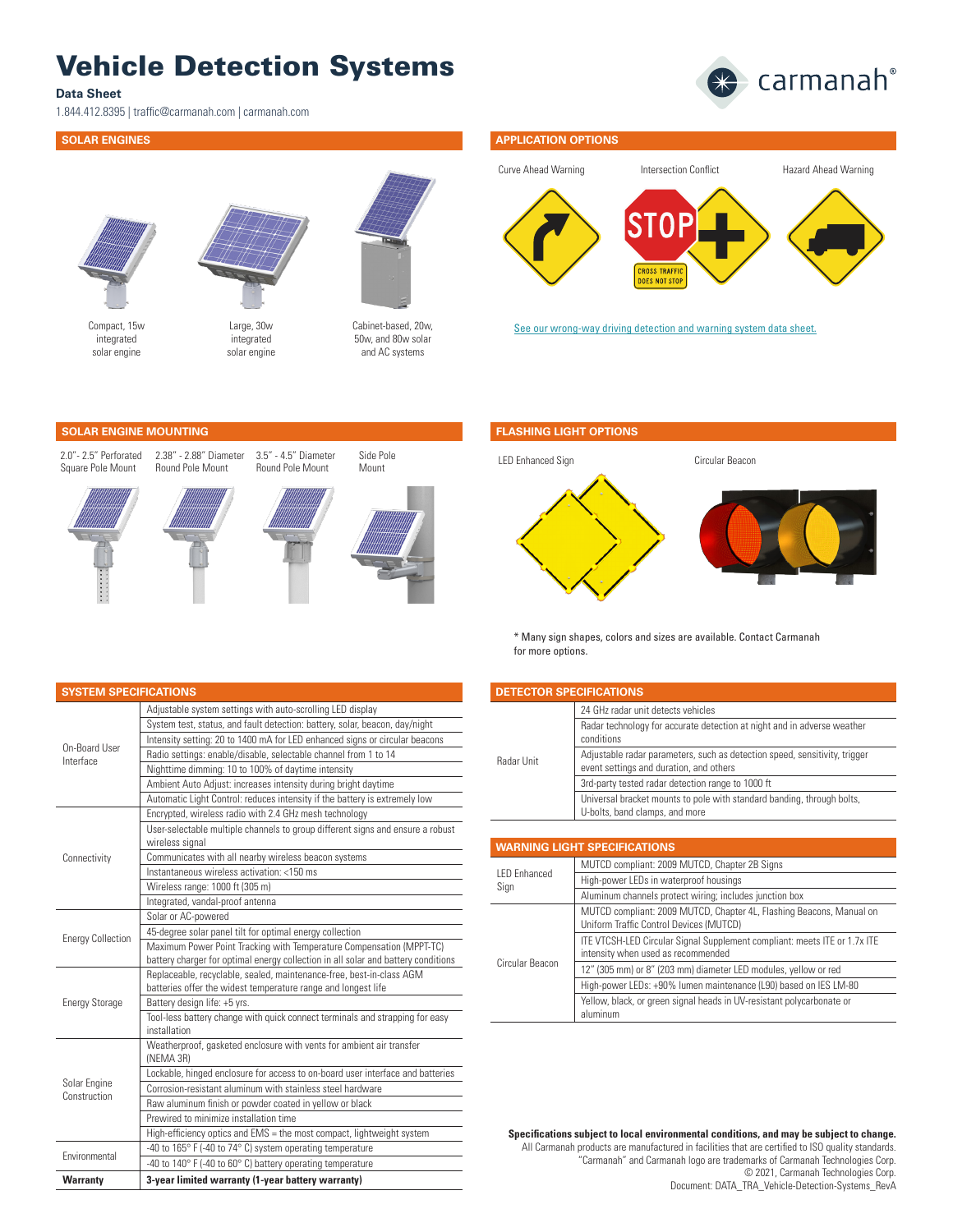# Vehicle Detection Systems

**Data Sheet**

1.844.412.8395 | traffic@carmanah.com | carmanah.com

## SOLAR ENGINES

Compact, 15w integrated solar engine

Large, 30w integrated solar engine

Cabinet-based, 20w, 50w, and 80w solar and AC systems

## APPLICATION OPTIONS

Curve Ahead Warning

Intersection Conflict

Hazard Ahead Warning

See our wrong-way driving detection and warning system data sheet.

## SOLAR ENGINE MOUNTING

2.0"- 2.5" Perforated Square Pole Mount

2.38" - 2.88" Diameter Round Pole Mount

3.5" - 4.5" Diameter Round Pole Mount

Side Pole Mount

## FLASHING LIGHT OPTIONS

LED Enhanced Sign

Circular Beacon

\* Many sign shapes, colors and sizes are available. Contact Carmanah for more options.

## SYSTEM SPECIFICATIONS

| | |
|---|---|
| On-Board User Interface | Adjustable system settings with auto-scrolling LED display |
| | System test, status, and fault detection: battery, solar, beacon, day/night |
| | Intensity setting: 20 to 1400 mA for LED enhanced signs or circular beacons |
| | Radio settings: enable/disable, selectable channel from 1 to 14 |
| | Nighttime dimming: 10 to 100% of daytime intensity |
| | Ambient Auto Adjust: increases intensity during bright daytime |
| | Automatic Light Control: reduces intensity if the battery is extremely low |
| Connectivity | Encrypted, wireless radio with 2.4 GHz mesh technology |
| | User-selectable multiple channels to group different signs and ensure a robust wireless signal |
| | Communicates with all nearby wireless beacon systems |
| | Instantaneous wireless activation: <150 ms |
| | Wireless range: 1000 ft (305 m) |
| | Integrated, vandal-proof antenna |
| Energy Collection | Solar or AC-powered |
| | 45-degree solar panel tilt for optimal energy collection |
| | Maximum Power Point Tracking with Temperature Compensation (MPPT-TC) battery charger for optimal energy collection in all solar and battery conditions |
| Energy Storage | Replaceable, recyclable, sealed, maintenance-free, best-in-class AGM batteries offer the widest temperature range and longest life |
| | Battery design life: +5 yrs. |
| | Tool-less battery change with quick connect terminals and strapping for easy installation |
| Solar Engine Construction | Weatherproof, gasketed enclosure with vents for ambient air transfer (NEMA 3R) |
| | Lockable, hinged enclosure for access to on-board user interface and batteries |
| | Corrosion-resistant aluminum with stainless steel hardware |
| | Raw aluminum finish or powder coated in yellow or black |
| | Prewired to minimize installation time |
| | High-efficiency optics and EMS = the most compact, lightweight system |
| Environmental | -40 to 165° F (-40 to 74° C) system operating temperature |
| | -40 to 140° F (-40 to 60° C) battery operating temperature |
| **Warranty** | **3-year limited warranty (1-year battery warranty)** |

## DETECTOR SPECIFICATIONS

| | |
|---|---|
| Radar Unit | 24 GHz radar unit detects vehicles |
| | Radar technology for accurate detection at night and in adverse weather conditions |
| | Adjustable radar parameters, such as detection speed, sensitivity, trigger event settings and duration, and others |
| | 3rd-party tested radar detection range to 1000 ft |
| | Universal bracket mounts to pole with standard banding, through bolts, U-bolts, band clamps, and more |

## WARNING LIGHT SPECIFICATIONS

| | |
|---|---|
| LED Enhanced Sign | MUTCD compliant: 2009 MUTCD, Chapter 2B Signs |
| | High-power LEDs in waterproof housings |
| | Aluminum channels protect wiring; includes junction box |
| Circular Beacon | MUTCD compliant: 2009 MUTCD, Chapter 4L, Flashing Beacons, Manual on Uniform Traffic Control Devices (MUTCD) |
| | ITE VTCSH-LED Circular Signal Supplement compliant: meets ITE or 1.7x ITE intensity when used as recommended |
| | 12" (305 mm) or 8" (203 mm) diameter LED modules, yellow or red |
| | High-power LEDs: +90% lumen maintenance (L90) based on IES LM-80 |
| | Yellow, black, or green signal heads in UV-resistant polycarbonate or aluminum |

**Specifications subject to local environmental conditions, and may be subject to change.**

All Carmanah products are manufactured in facilities that are certified to ISO quality standards.

"Carmanah" and Carmanah logo are trademarks of Carmanah Technologies Corp.

© 2021, Carmanah Technologies Corp.

Document: DATA_TRA_Vehicle-Detection-Systems_RevA